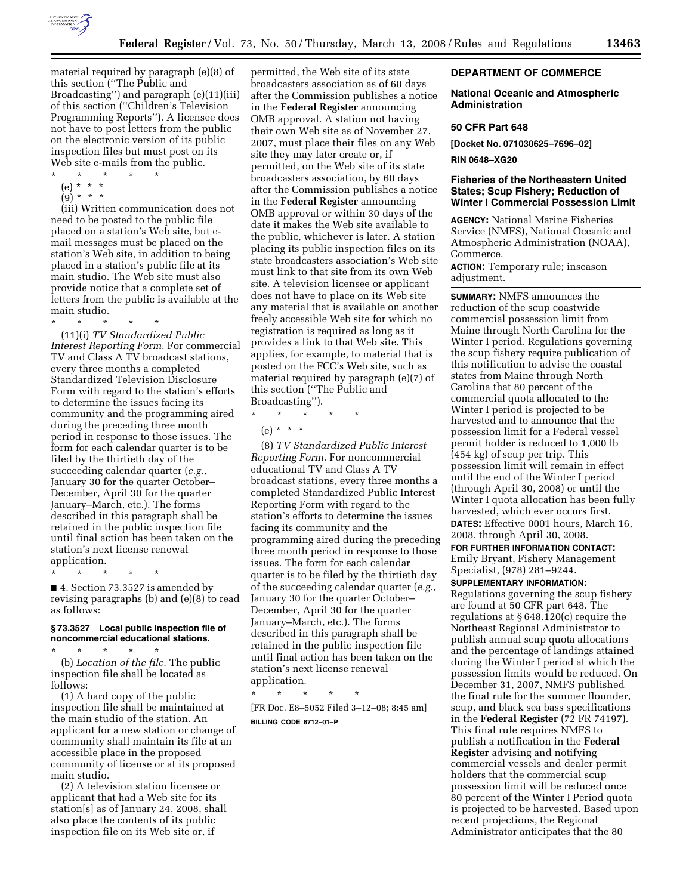material required by paragraph (e)(8) of this section (''The Public and Broadcasting'') and paragraph (e)(11)(iii) of this section (''Children's Television Programming Reports''). A licensee does not have to post letters from the public on the electronic version of its public inspection files but must post on its Web site e-mails from the public.

\* \* \* \* \*

(e) \* \* \*

(9) \* \* \*

(iii) Written communication does not need to be posted to the public file placed on a station's Web site, but e-mail messages must be placed on the station's Web site, in addition to being placed in a station's public file at its main studio. The Web site must also provide notice that a complete set of letters from the public is available at the main studio.

\* \* \* \* \*

(11)(i) *TV Standardized Public Interest Reporting Form*. For commercial TV and Class A TV broadcast stations, every three months a completed Standardized Television Disclosure Form with regard to the station's efforts to determine the issues facing its community and the programming aired during the preceding three month period in response to those issues. The form for each calendar quarter is to be filed by the thirtieth day of the succeeding calendar quarter (*e.g.*, January 30 for the quarter October–December, April 30 for the quarter January–March, etc.). The forms described in this paragraph shall be retained in the public inspection file until final action has been taken on the station's next license renewal application.

\* \* \* \* \*

■ 4. Section 73.3527 is amended by revising paragraphs (b) and (e)(8) to read as follows:

**§ 73.3527 Local public inspection file of noncommercial educational stations.**

\* \* \* \* \*

(b) *Location of the file*. The public inspection file shall be located as follows:

(1) A hard copy of the public inspection file shall be maintained at the main studio of the station. An applicant for a new station or change of community shall maintain its file at an accessible place in the proposed community of license or at its proposed main studio.

(2) A television station licensee or applicant that had a Web site for its station[s] as of January 24, 2008, shall also place the contents of its public inspection file on its Web site or, if permitted, the Web site of its state broadcasters association as of 60 days after the Commission publishes a notice in the **Federal Register** announcing OMB approval. A station not having their own Web site as of November 27, 2007, must place their files on any Web site they may later create or, if permitted, on the Web site of its state broadcasters association, by 60 days after the Commission publishes a notice in the **Federal Register** announcing OMB approval or within 30 days of the date it makes the Web site available to the public, whichever is later. A station placing its public inspection files on its state broadcasters association's Web site must link to that site from its own Web site. A television licensee or applicant does not have to place on its Web site any material that is available on another freely accessible Web site for which no registration is required as long as it provides a link to that Web site. This applies, for example, to material that is posted on the FCC's Web site, such as material required by paragraph (e)(7) of this section (''The Public and Broadcasting'').

\* \* \* \* \*

(e) \* \* \*

(8) *TV Standardized Public Interest Reporting Form*. For noncommercial educational TV and Class A TV broadcast stations, every three months a completed Standardized Public Interest Reporting Form with regard to the station's efforts to determine the issues facing its community and the programming aired during the preceding three month period in response to those issues. The form for each calendar quarter is to be filed by the thirtieth day of the succeeding calendar quarter (*e.g.*, January 30 for the quarter October–December, April 30 for the quarter January–March, etc.). The forms described in this paragraph shall be retained in the public inspection file until final action has been taken on the station's next license renewal application.

\* \* \* \* \*

[FR Doc. E8–5052 Filed 3–12–08; 8:45 am]

**BILLING CODE 6712–01–P**

## DEPARTMENT OF COMMERCE

### National Oceanic and Atmospheric Administration

### 50 CFR Part 648

**[Docket No. 071030625–7696–02]**

**RIN 0648–XG20**

### Fisheries of the Northeastern United States; Scup Fishery; Reduction of Winter I Commercial Possession Limit

**AGENCY:** National Marine Fisheries Service (NMFS), National Oceanic and Atmospheric Administration (NOAA), Commerce.

**ACTION:** Temporary rule; inseason adjustment.

**SUMMARY:** NMFS announces the reduction of the scup coastwide commercial possession limit from Maine through North Carolina for the Winter I period. Regulations governing the scup fishery require publication of this notification to advise the coastal states from Maine through North Carolina that 80 percent of the commercial quota allocated to the Winter I period is projected to be harvested and to announce that the possession limit for a Federal vessel permit holder is reduced to 1,000 lb (454 kg) of scup per trip. This possession limit will remain in effect until the end of the Winter I period (through April 30, 2008) or until the Winter I quota allocation has been fully harvested, which ever occurs first.

**DATES:** Effective 0001 hours, March 16, 2008, through April 30, 2008.

**FOR FURTHER INFORMATION CONTACT:** Emily Bryant, Fishery Management Specialist, (978) 281–9244.

**SUPPLEMENTARY INFORMATION:** Regulations governing the scup fishery are found at 50 CFR part 648. The regulations at § 648.120(c) require the Northeast Regional Administrator to publish annual scup quota allocations and the percentage of landings attained during the Winter I period at which the possession limits would be reduced. On December 31, 2007, NMFS published the final rule for the summer flounder, scup, and black sea bass specifications in the **Federal Register** (72 FR 74197). This final rule requires NMFS to publish a notification in the **Federal Register** advising and notifying commercial vessels and dealer permit holders that the commercial scup possession limit will be reduced once 80 percent of the Winter I Period quota is projected to be harvested. Based upon recent projections, the Regional Administrator anticipates that the 80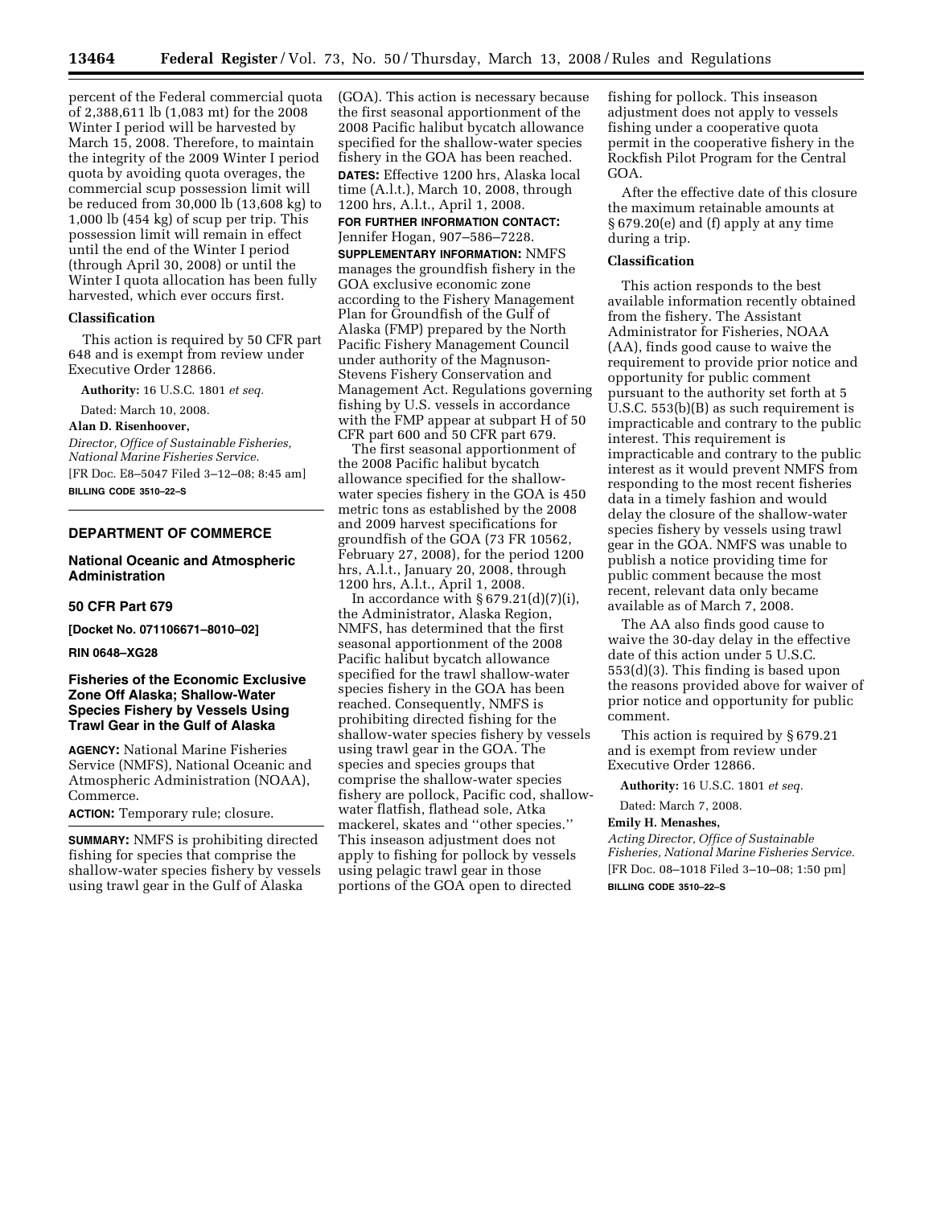percent of the Federal commercial quota of 2,388,611 lb (1,083 mt) for the 2008 Winter I period will be harvested by March 15, 2008. Therefore, to maintain the integrity of the 2009 Winter I period quota by avoiding quota overages, the commercial scup possession limit will be reduced from 30,000 lb (13,608 kg) to 1,000 lb (454 kg) of scup per trip. This possession limit will remain in effect until the end of the Winter I period (through April 30, 2008) or until the Winter I quota allocation has been fully harvested, which ever occurs first.

### Classification

This action is required by 50 CFR part 648 and is exempt from review under Executive Order 12866.

**Authority:** 16 U.S.C. 1801 *et seq.*

Dated: March 10, 2008.

**Alan D. Risenhoover,**

*Director, Office of Sustainable Fisheries, National Marine Fisheries Service.*

[FR Doc. E8–5047 Filed 3–12–08; 8:45 am]

**BILLING CODE 3510–22–S**

---

## DEPARTMENT OF COMMERCE

### National Oceanic and Atmospheric Administration

### 50 CFR Part 679

**[Docket No. 071106671–8010–02]**

**RIN 0648–XG28**

### Fisheries of the Economic Exclusive Zone Off Alaska; Shallow-Water Species Fishery by Vessels Using Trawl Gear in the Gulf of Alaska

**AGENCY:** National Marine Fisheries Service (NMFS), National Oceanic and Atmospheric Administration (NOAA), Commerce.

**ACTION:** Temporary rule; closure.

**SUMMARY:** NMFS is prohibiting directed fishing for species that comprise the shallow-water species fishery by vessels using trawl gear in the Gulf of Alaska (GOA). This action is necessary because the first seasonal apportionment of the 2008 Pacific halibut bycatch allowance specified for the shallow-water species fishery in the GOA has been reached.

**DATES:** Effective 1200 hrs, Alaska local time (A.l.t.), March 10, 2008, through 1200 hrs, A.l.t., April 1, 2008.

**FOR FURTHER INFORMATION CONTACT:** Jennifer Hogan, 907–586–7228.

**SUPPLEMENTARY INFORMATION:** NMFS manages the groundfish fishery in the GOA exclusive economic zone according to the Fishery Management Plan for Groundfish of the Gulf of Alaska (FMP) prepared by the North Pacific Fishery Management Council under authority of the Magnuson-Stevens Fishery Conservation and Management Act. Regulations governing fishing by U.S. vessels in accordance with the FMP appear at subpart H of 50 CFR part 600 and 50 CFR part 679.

The first seasonal apportionment of the 2008 Pacific halibut bycatch allowance specified for the shallow-water species fishery in the GOA is 450 metric tons as established by the 2008 and 2009 harvest specifications for groundfish of the GOA (73 FR 10562, February 27, 2008), for the period 1200 hrs, A.l.t., January 20, 2008, through 1200 hrs, A.l.t., April 1, 2008.

In accordance with § 679.21(d)(7)(i), the Administrator, Alaska Region, NMFS, has determined that the first seasonal apportionment of the 2008 Pacific halibut bycatch allowance specified for the trawl shallow-water species fishery in the GOA has been reached. Consequently, NMFS is prohibiting directed fishing for the shallow-water species fishery by vessels using trawl gear in the GOA. The species and species groups that comprise the shallow-water species fishery are pollock, Pacific cod, shallow-water flatfish, flathead sole, Atka mackerel, skates and ''other species.'' This inseason adjustment does not apply to fishing for pollock by vessels using pelagic trawl gear in those portions of the GOA open to directed fishing for pollock. This inseason adjustment does not apply to vessels fishing under a cooperative quota permit in the cooperative fishery in the Rockfish Pilot Program for the Central GOA.

After the effective date of this closure the maximum retainable amounts at § 679.20(e) and (f) apply at any time during a trip.

### Classification

This action responds to the best available information recently obtained from the fishery. The Assistant Administrator for Fisheries, NOAA (AA), finds good cause to waive the requirement to provide prior notice and opportunity for public comment pursuant to the authority set forth at 5 U.S.C. 553(b)(B) as such requirement is impracticable and contrary to the public interest. This requirement is impracticable and contrary to the public interest as it would prevent NMFS from responding to the most recent fisheries data in a timely fashion and would delay the closure of the shallow-water species fishery by vessels using trawl gear in the GOA. NMFS was unable to publish a notice providing time for public comment because the most recent, relevant data only became available as of March 7, 2008.

The AA also finds good cause to waive the 30-day delay in the effective date of this action under 5 U.S.C. 553(d)(3). This finding is based upon the reasons provided above for waiver of prior notice and opportunity for public comment.

This action is required by § 679.21 and is exempt from review under Executive Order 12866.

**Authority:** 16 U.S.C. 1801 *et seq.*

Dated: March 7, 2008.

**Emily H. Menashes,**

*Acting Director, Office of Sustainable Fisheries, National Marine Fisheries Service.*

[FR Doc. 08–1018 Filed 3–10–08; 1:50 pm]

**BILLING CODE 3510–22–S**